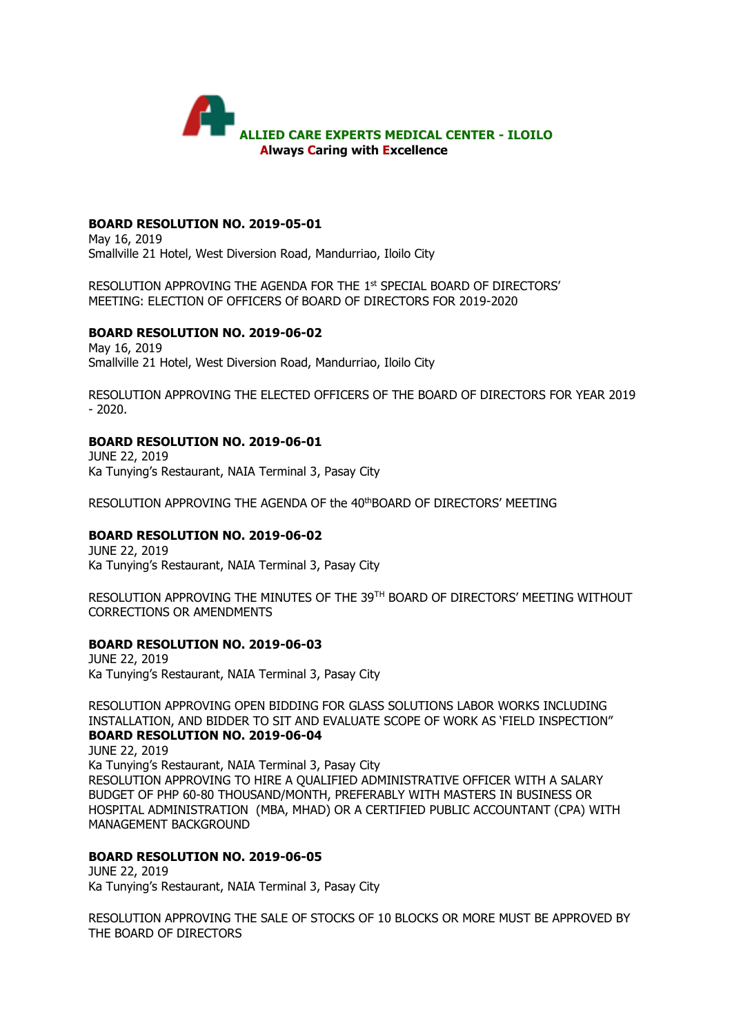**ALLIED CARE EXPERTS MEDICAL CENTER - ILOILO**
**Always Caring with Excellence**

**BOARD RESOLUTION NO. 2019-05-01**
May 16, 2019
Smallville 21 Hotel, West Diversion Road, Mandurriao, Iloilo City

RESOLUTION APPROVING THE AGENDA FOR THE 1st SPECIAL BOARD OF DIRECTORS' MEETING: ELECTION OF OFFICERS Of BOARD OF DIRECTORS FOR 2019-2020

**BOARD RESOLUTION NO. 2019-06-02**
May 16, 2019
Smallville 21 Hotel, West Diversion Road, Mandurriao, Iloilo City

RESOLUTION APPROVING THE ELECTED OFFICERS OF THE BOARD OF DIRECTORS FOR YEAR 2019 - 2020.

**BOARD RESOLUTION NO. 2019-06-01**
JUNE 22, 2019
Ka Tunying's Restaurant, NAIA Terminal 3, Pasay City

RESOLUTION APPROVING THE AGENDA OF the 40thBOARD OF DIRECTORS' MEETING

**BOARD RESOLUTION NO. 2019-06-02**
JUNE 22, 2019
Ka Tunying's Restaurant, NAIA Terminal 3, Pasay City

RESOLUTION APPROVING THE MINUTES OF THE 39TH BOARD OF DIRECTORS' MEETING WITHOUT CORRECTIONS OR AMENDMENTS

**BOARD RESOLUTION NO. 2019-06-03**
JUNE 22, 2019
Ka Tunying's Restaurant, NAIA Terminal 3, Pasay City

RESOLUTION APPROVING OPEN BIDDING FOR GLASS SOLUTIONS LABOR WORKS INCLUDING INSTALLATION, AND BIDDER TO SIT AND EVALUATE SCOPE OF WORK AS 'FIELD INSPECTION"

**BOARD RESOLUTION NO. 2019-06-04**
JUNE 22, 2019
Ka Tunying's Restaurant, NAIA Terminal 3, Pasay City
RESOLUTION APPROVING TO HIRE A QUALIFIED ADMINISTRATIVE OFFICER WITH A SALARY BUDGET OF PHP 60-80 THOUSAND/MONTH, PREFERABLY WITH MASTERS IN BUSINESS OR HOSPITAL ADMINISTRATION (MBA, MHAD) OR A CERTIFIED PUBLIC ACCOUNTANT (CPA) WITH MANAGEMENT BACKGROUND

**BOARD RESOLUTION NO. 2019-06-05**
JUNE 22, 2019
Ka Tunying's Restaurant, NAIA Terminal 3, Pasay City

RESOLUTION APPROVING THE SALE OF STOCKS OF 10 BLOCKS OR MORE MUST BE APPROVED BY THE BOARD OF DIRECTORS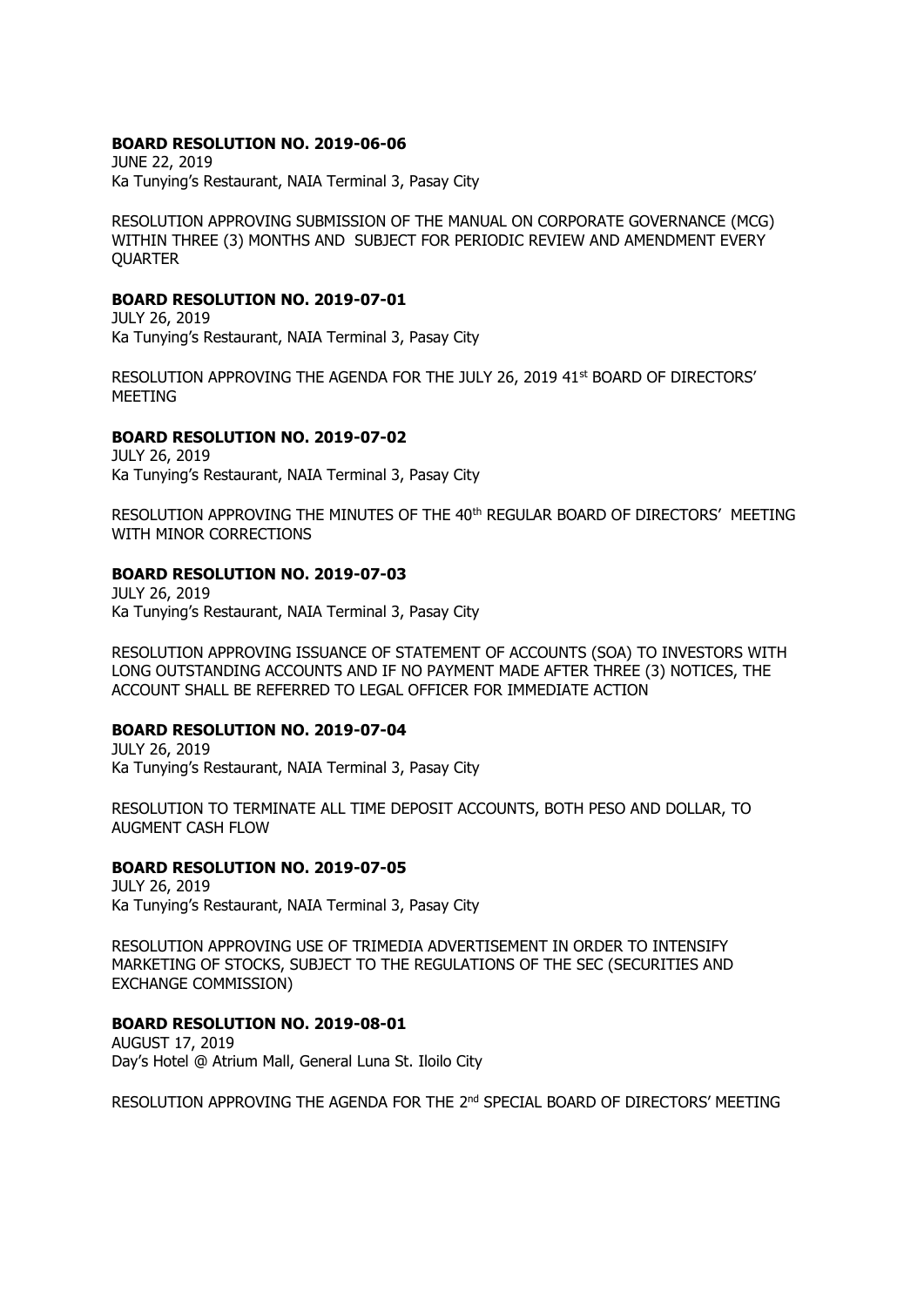**BOARD RESOLUTION NO. 2019-06-06**
JUNE 22, 2019
Ka Tunying's Restaurant, NAIA Terminal 3, Pasay City

RESOLUTION APPROVING SUBMISSION OF THE MANUAL ON CORPORATE GOVERNANCE (MCG) WITHIN THREE (3) MONTHS AND SUBJECT FOR PERIODIC REVIEW AND AMENDMENT EVERY QUARTER

**BOARD RESOLUTION NO. 2019-07-01**
JULY 26, 2019
Ka Tunying's Restaurant, NAIA Terminal 3, Pasay City

RESOLUTION APPROVING THE AGENDA FOR THE JULY 26, 2019 41st BOARD OF DIRECTORS' MEETING

**BOARD RESOLUTION NO. 2019-07-02**
JULY 26, 2019
Ka Tunying's Restaurant, NAIA Terminal 3, Pasay City

RESOLUTION APPROVING THE MINUTES OF THE 40th REGULAR BOARD OF DIRECTORS' MEETING WITH MINOR CORRECTIONS

**BOARD RESOLUTION NO. 2019-07-03**
JULY 26, 2019
Ka Tunying's Restaurant, NAIA Terminal 3, Pasay City

RESOLUTION APPROVING ISSUANCE OF STATEMENT OF ACCOUNTS (SOA) TO INVESTORS WITH LONG OUTSTANDING ACCOUNTS AND IF NO PAYMENT MADE AFTER THREE (3) NOTICES, THE ACCOUNT SHALL BE REFERRED TO LEGAL OFFICER FOR IMMEDIATE ACTION

**BOARD RESOLUTION NO. 2019-07-04**
JULY 26, 2019
Ka Tunying's Restaurant, NAIA Terminal 3, Pasay City

RESOLUTION TO TERMINATE ALL TIME DEPOSIT ACCOUNTS, BOTH PESO AND DOLLAR, TO AUGMENT CASH FLOW

**BOARD RESOLUTION NO. 2019-07-05**
JULY 26, 2019
Ka Tunying's Restaurant, NAIA Terminal 3, Pasay City

RESOLUTION APPROVING USE OF TRIMEDIA ADVERTISEMENT IN ORDER TO INTENSIFY MARKETING OF STOCKS, SUBJECT TO THE REGULATIONS OF THE SEC (SECURITIES AND EXCHANGE COMMISSION)

**BOARD RESOLUTION NO. 2019-08-01**
AUGUST 17, 2019
Day's Hotel @ Atrium Mall, General Luna St. Iloilo City

RESOLUTION APPROVING THE AGENDA FOR THE 2nd SPECIAL BOARD OF DIRECTORS' MEETING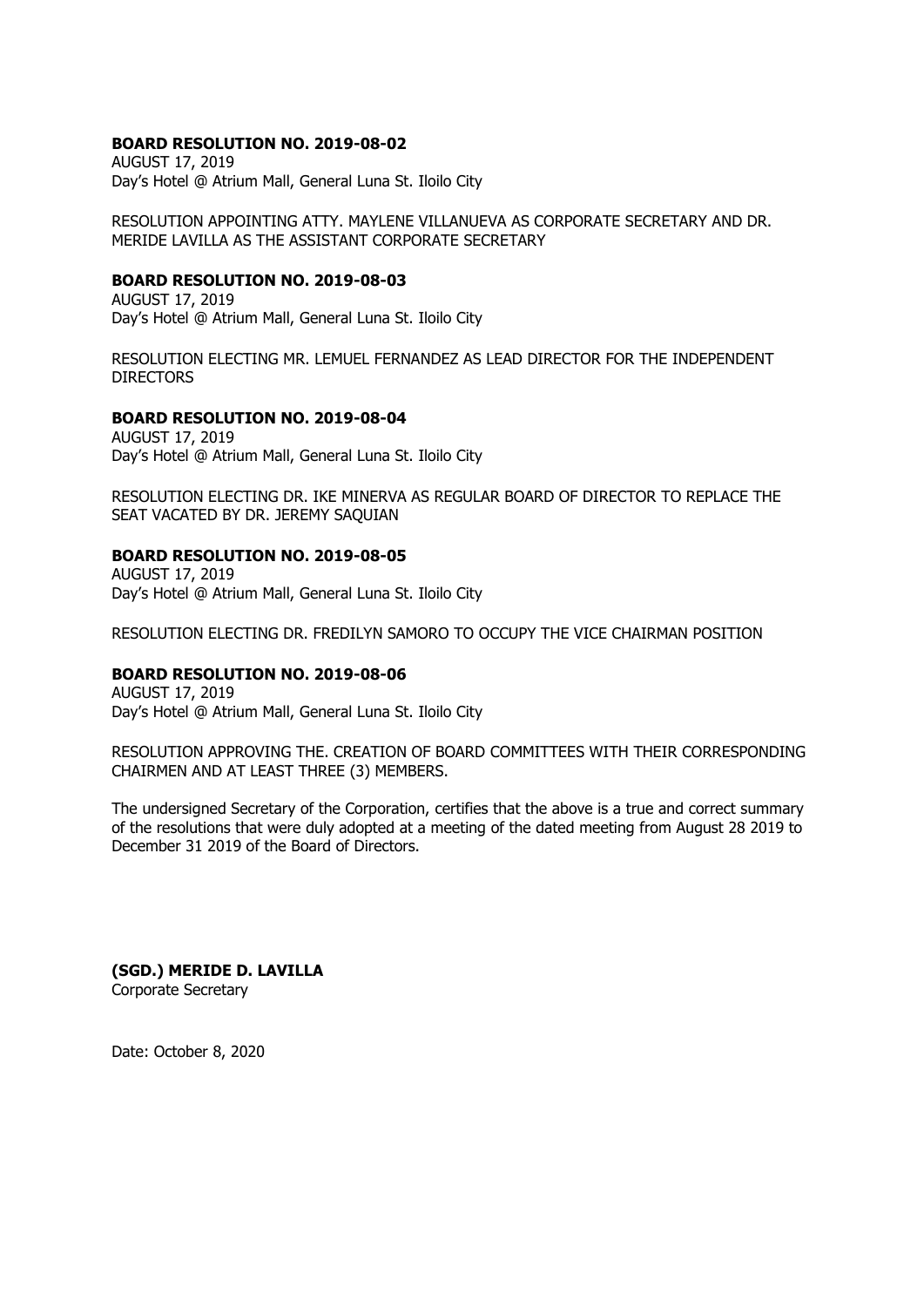**BOARD RESOLUTION NO. 2019-08-02**
AUGUST 17, 2019
Day's Hotel @ Atrium Mall, General Luna St. Iloilo City

RESOLUTION APPOINTING ATTY. MAYLENE VILLANUEVA AS CORPORATE SECRETARY AND DR. MERIDE LAVILLA AS THE ASSISTANT CORPORATE SECRETARY

**BOARD RESOLUTION NO. 2019-08-03**
AUGUST 17, 2019
Day's Hotel @ Atrium Mall, General Luna St. Iloilo City

RESOLUTION ELECTING MR. LEMUEL FERNANDEZ AS LEAD DIRECTOR FOR THE INDEPENDENT DIRECTORS

**BOARD RESOLUTION NO. 2019-08-04**
AUGUST 17, 2019
Day's Hotel @ Atrium Mall, General Luna St. Iloilo City

RESOLUTION ELECTING DR. IKE MINERVA AS REGULAR BOARD OF DIRECTOR TO REPLACE THE SEAT VACATED BY DR. JEREMY SAQUIAN

**BOARD RESOLUTION NO. 2019-08-05**
AUGUST 17, 2019
Day's Hotel @ Atrium Mall, General Luna St. Iloilo City

RESOLUTION ELECTING DR. FREDILYN SAMORO TO OCCUPY THE VICE CHAIRMAN POSITION

**BOARD RESOLUTION NO. 2019-08-06**
AUGUST 17, 2019
Day's Hotel @ Atrium Mall, General Luna St. Iloilo City

RESOLUTION APPROVING THE. CREATION OF BOARD COMMITTEES WITH THEIR CORRESPONDING CHAIRMEN AND AT LEAST THREE (3) MEMBERS.

The undersigned Secretary of the Corporation, certifies that the above is a true and correct summary of the resolutions that were duly adopted at a meeting of the dated meeting from August 28 2019 to December 31 2019 of the Board of Directors.

**(SGD.) MERIDE D. LAVILLA**
Corporate Secretary

Date: October 8, 2020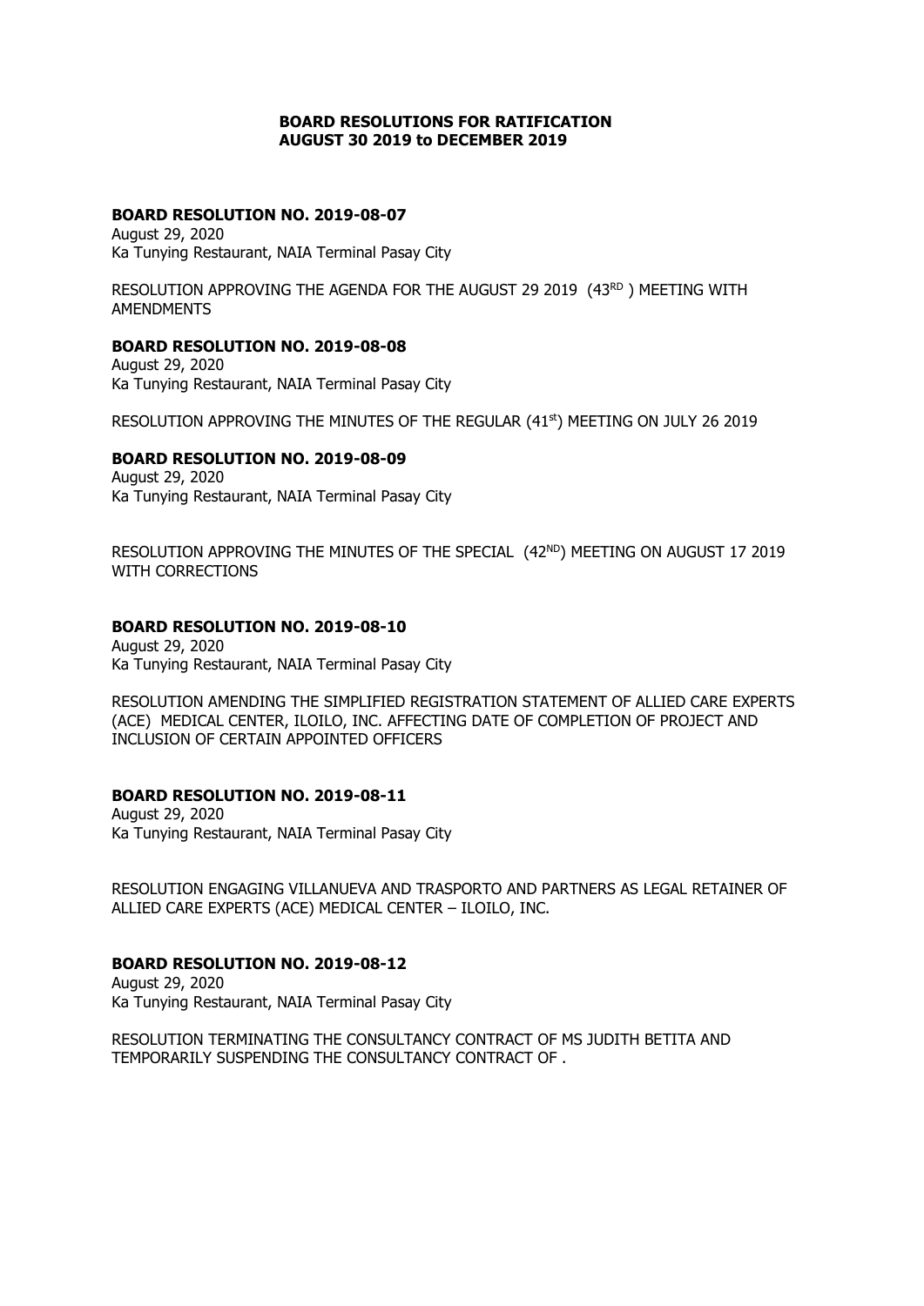**BOARD RESOLUTIONS FOR RATIFICATION**
**AUGUST 30 2019 to DECEMBER 2019**

**BOARD RESOLUTION NO. 2019-08-07**
August 29, 2020
Ka Tunying Restaurant, NAIA Terminal Pasay City

RESOLUTION APPROVING THE AGENDA FOR THE AUGUST 29 2019 (43RD ) MEETING WITH AMENDMENTS

**BOARD RESOLUTION NO. 2019-08-08**
August 29, 2020
Ka Tunying Restaurant, NAIA Terminal Pasay City

RESOLUTION APPROVING THE MINUTES OF THE REGULAR (41st) MEETING ON JULY 26 2019

**BOARD RESOLUTION NO. 2019-08-09**
August 29, 2020
Ka Tunying Restaurant, NAIA Terminal Pasay City

RESOLUTION APPROVING THE MINUTES OF THE SPECIAL (42ND) MEETING ON AUGUST 17 2019 WITH CORRECTIONS

**BOARD RESOLUTION NO. 2019-08-10**
August 29, 2020
Ka Tunying Restaurant, NAIA Terminal Pasay City

RESOLUTION AMENDING THE SIMPLIFIED REGISTRATION STATEMENT OF ALLIED CARE EXPERTS (ACE) MEDICAL CENTER, ILOILO, INC. AFFECTING DATE OF COMPLETION OF PROJECT AND INCLUSION OF CERTAIN APPOINTED OFFICERS

**BOARD RESOLUTION NO. 2019-08-11**
August 29, 2020
Ka Tunying Restaurant, NAIA Terminal Pasay City

RESOLUTION ENGAGING VILLANUEVA AND TRASPORTO AND PARTNERS AS LEGAL RETAINER OF ALLIED CARE EXPERTS (ACE) MEDICAL CENTER – ILOILO, INC.

**BOARD RESOLUTION NO. 2019-08-12**
August 29, 2020
Ka Tunying Restaurant, NAIA Terminal Pasay City

RESOLUTION TERMINATING THE CONSULTANCY CONTRACT OF MS JUDITH BETITA AND TEMPORARILY SUSPENDING THE CONSULTANCY CONTRACT OF .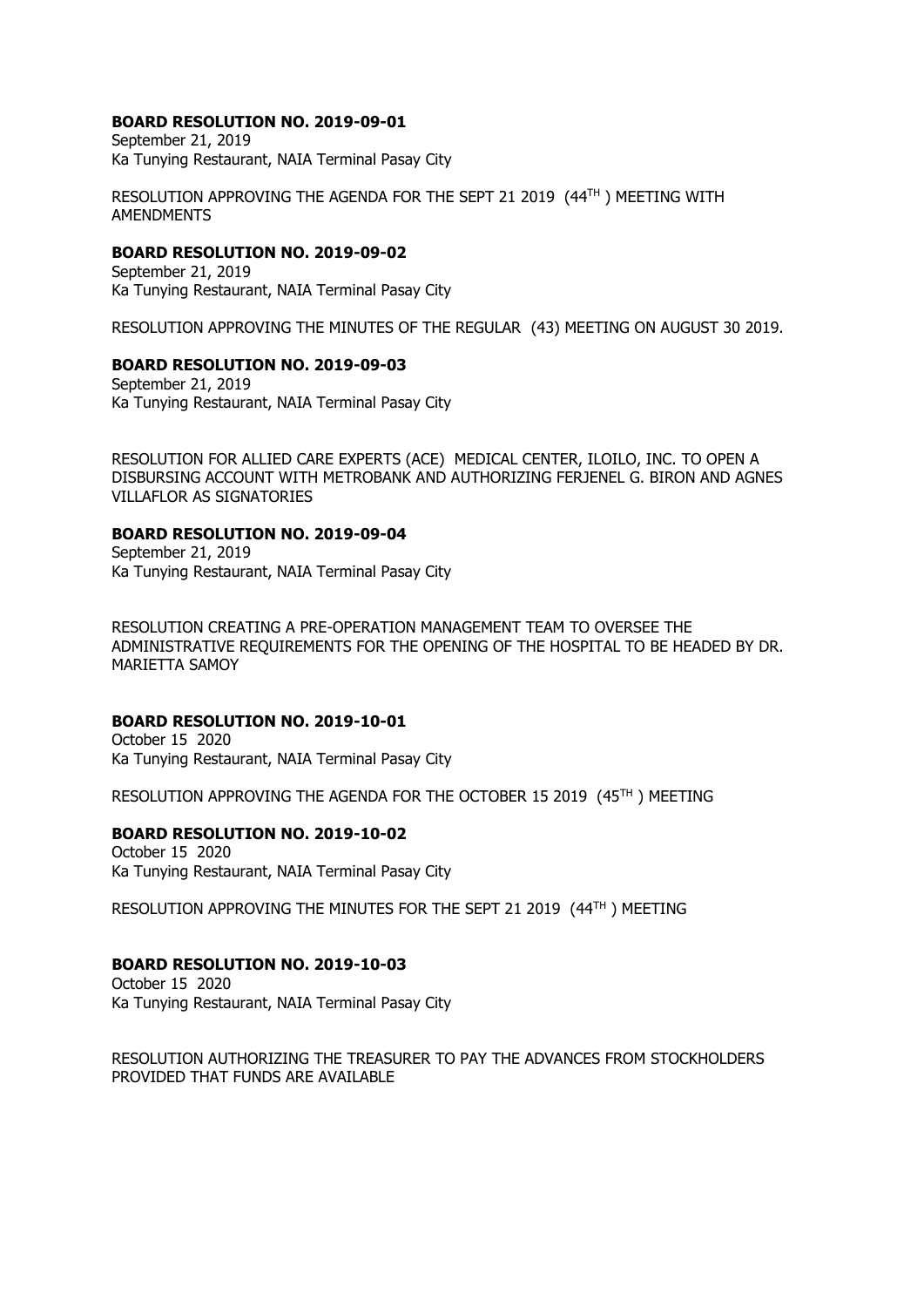**BOARD RESOLUTION NO. 2019-09-01**
September 21, 2019
Ka Tunying Restaurant, NAIA Terminal Pasay City

RESOLUTION APPROVING THE AGENDA FOR THE SEPT 21 2019 (44TH ) MEETING WITH AMENDMENTS

**BOARD RESOLUTION NO. 2019-09-02**
September 21, 2019
Ka Tunying Restaurant, NAIA Terminal Pasay City

RESOLUTION APPROVING THE MINUTES OF THE REGULAR (43) MEETING ON AUGUST 30 2019.

**BOARD RESOLUTION NO. 2019-09-03**
September 21, 2019
Ka Tunying Restaurant, NAIA Terminal Pasay City

RESOLUTION FOR ALLIED CARE EXPERTS (ACE) MEDICAL CENTER, ILOILO, INC. TO OPEN A DISBURSING ACCOUNT WITH METROBANK AND AUTHORIZING FERJENEL G. BIRON AND AGNES VILLAFLOR AS SIGNATORIES

**BOARD RESOLUTION NO. 2019-09-04**
September 21, 2019
Ka Tunying Restaurant, NAIA Terminal Pasay City

RESOLUTION CREATING A PRE-OPERATION MANAGEMENT TEAM TO OVERSEE THE ADMINISTRATIVE REQUIREMENTS FOR THE OPENING OF THE HOSPITAL TO BE HEADED BY DR. MARIETTA SAMOY

**BOARD RESOLUTION NO. 2019-10-01**
October 15 2020
Ka Tunying Restaurant, NAIA Terminal Pasay City

RESOLUTION APPROVING THE AGENDA FOR THE OCTOBER 15 2019 (45TH ) MEETING

**BOARD RESOLUTION NO. 2019-10-02**
October 15 2020
Ka Tunying Restaurant, NAIA Terminal Pasay City

RESOLUTION APPROVING THE MINUTES FOR THE SEPT 21 2019 (44TH ) MEETING

**BOARD RESOLUTION NO. 2019-10-03**
October 15 2020
Ka Tunying Restaurant, NAIA Terminal Pasay City

RESOLUTION AUTHORIZING THE TREASURER TO PAY THE ADVANCES FROM STOCKHOLDERS PROVIDED THAT FUNDS ARE AVAILABLE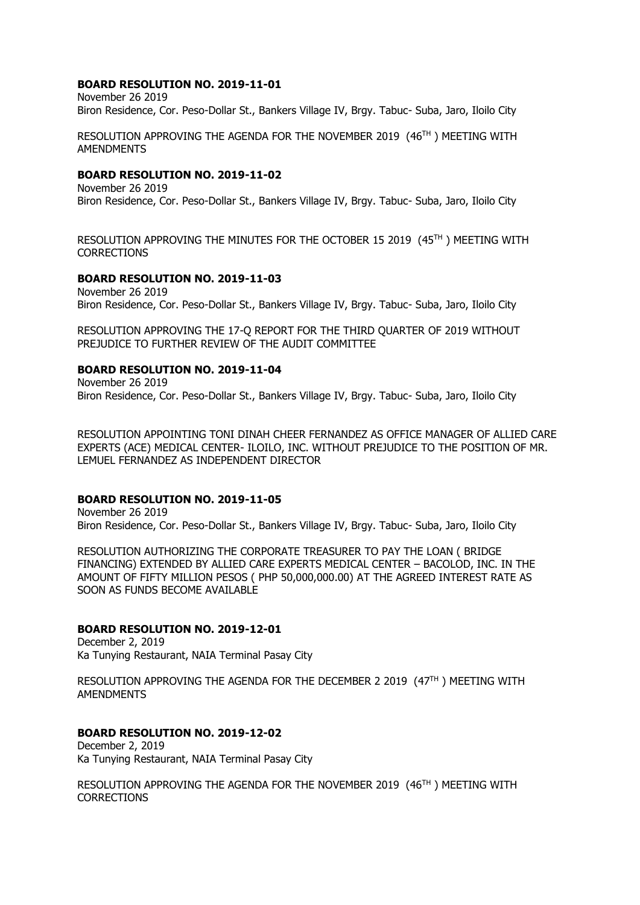**BOARD RESOLUTION NO. 2019-11-01**
November 26 2019
Biron Residence, Cor. Peso-Dollar St., Bankers Village IV, Brgy. Tabuc- Suba, Jaro, Iloilo City

RESOLUTION APPROVING THE AGENDA FOR THE NOVEMBER 2019 (46TH ) MEETING WITH AMENDMENTS

**BOARD RESOLUTION NO. 2019-11-02**
November 26 2019
Biron Residence, Cor. Peso-Dollar St., Bankers Village IV, Brgy. Tabuc- Suba, Jaro, Iloilo City

RESOLUTION APPROVING THE MINUTES FOR THE OCTOBER 15 2019 (45TH ) MEETING WITH CORRECTIONS

**BOARD RESOLUTION NO. 2019-11-03**
November 26 2019
Biron Residence, Cor. Peso-Dollar St., Bankers Village IV, Brgy. Tabuc- Suba, Jaro, Iloilo City

RESOLUTION APPROVING THE 17-Q REPORT FOR THE THIRD QUARTER OF 2019 WITHOUT PREJUDICE TO FURTHER REVIEW OF THE AUDIT COMMITTEE

**BOARD RESOLUTION NO. 2019-11-04**
November 26 2019
Biron Residence, Cor. Peso-Dollar St., Bankers Village IV, Brgy. Tabuc- Suba, Jaro, Iloilo City

RESOLUTION APPOINTING TONI DINAH CHEER FERNANDEZ AS OFFICE MANAGER OF ALLIED CARE EXPERTS (ACE) MEDICAL CENTER- ILOILO, INC. WITHOUT PREJUDICE TO THE POSITION OF MR. LEMUEL FERNANDEZ AS INDEPENDENT DIRECTOR

**BOARD RESOLUTION NO. 2019-11-05**
November 26 2019
Biron Residence, Cor. Peso-Dollar St., Bankers Village IV, Brgy. Tabuc- Suba, Jaro, Iloilo City

RESOLUTION AUTHORIZING THE CORPORATE TREASURER TO PAY THE LOAN ( BRIDGE FINANCING) EXTENDED BY ALLIED CARE EXPERTS MEDICAL CENTER – BACOLOD, INC. IN THE AMOUNT OF FIFTY MILLION PESOS ( PHP 50,000,000.00) AT THE AGREED INTEREST RATE AS SOON AS FUNDS BECOME AVAILABLE

**BOARD RESOLUTION NO. 2019-12-01**
December 2, 2019
Ka Tunying Restaurant, NAIA Terminal Pasay City

RESOLUTION APPROVING THE AGENDA FOR THE DECEMBER 2 2019 (47TH ) MEETING WITH AMENDMENTS

**BOARD RESOLUTION NO. 2019-12-02**
December 2, 2019
Ka Tunying Restaurant, NAIA Terminal Pasay City

RESOLUTION APPROVING THE AGENDA FOR THE NOVEMBER 2019 (46TH ) MEETING WITH CORRECTIONS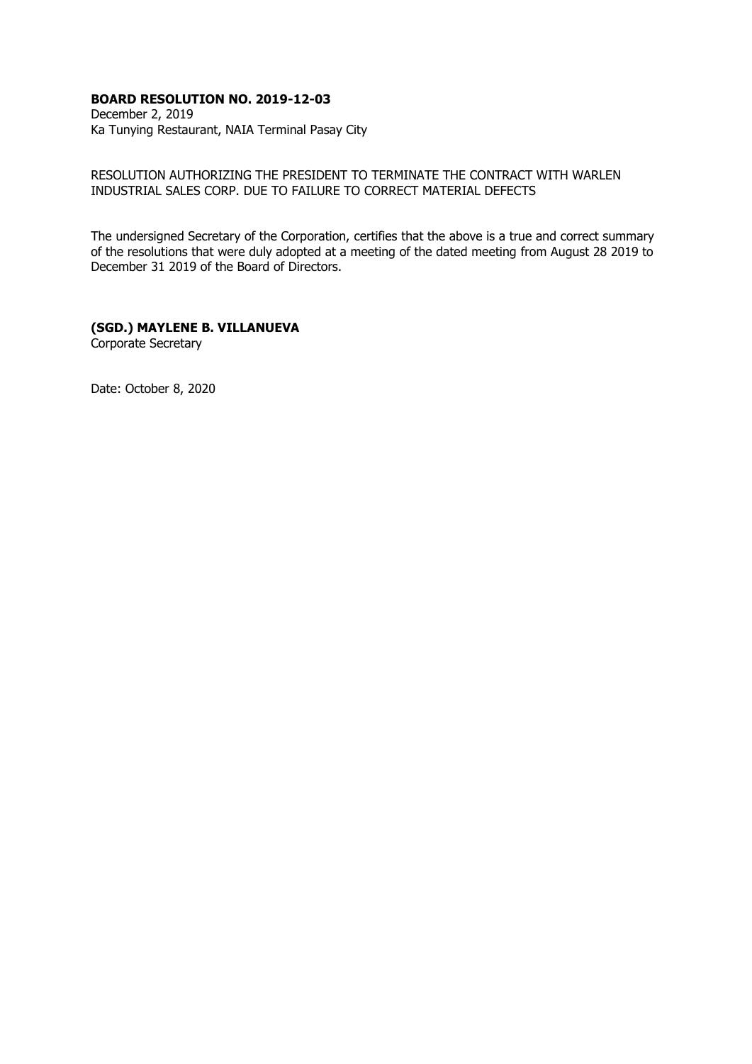**BOARD RESOLUTION NO. 2019-12-03**
December 2, 2019
Ka Tunying Restaurant, NAIA Terminal Pasay City

RESOLUTION AUTHORIZING THE PRESIDENT TO TERMINATE THE CONTRACT WITH WARLEN INDUSTRIAL SALES CORP. DUE TO FAILURE TO CORRECT MATERIAL DEFECTS

The undersigned Secretary of the Corporation, certifies that the above is a true and correct summary of the resolutions that were duly adopted at a meeting of the dated meeting from August 28 2019 to December 31 2019 of the Board of Directors.

**(SGD.) MAYLENE B. VILLANUEVA**
Corporate Secretary

Date: October 8, 2020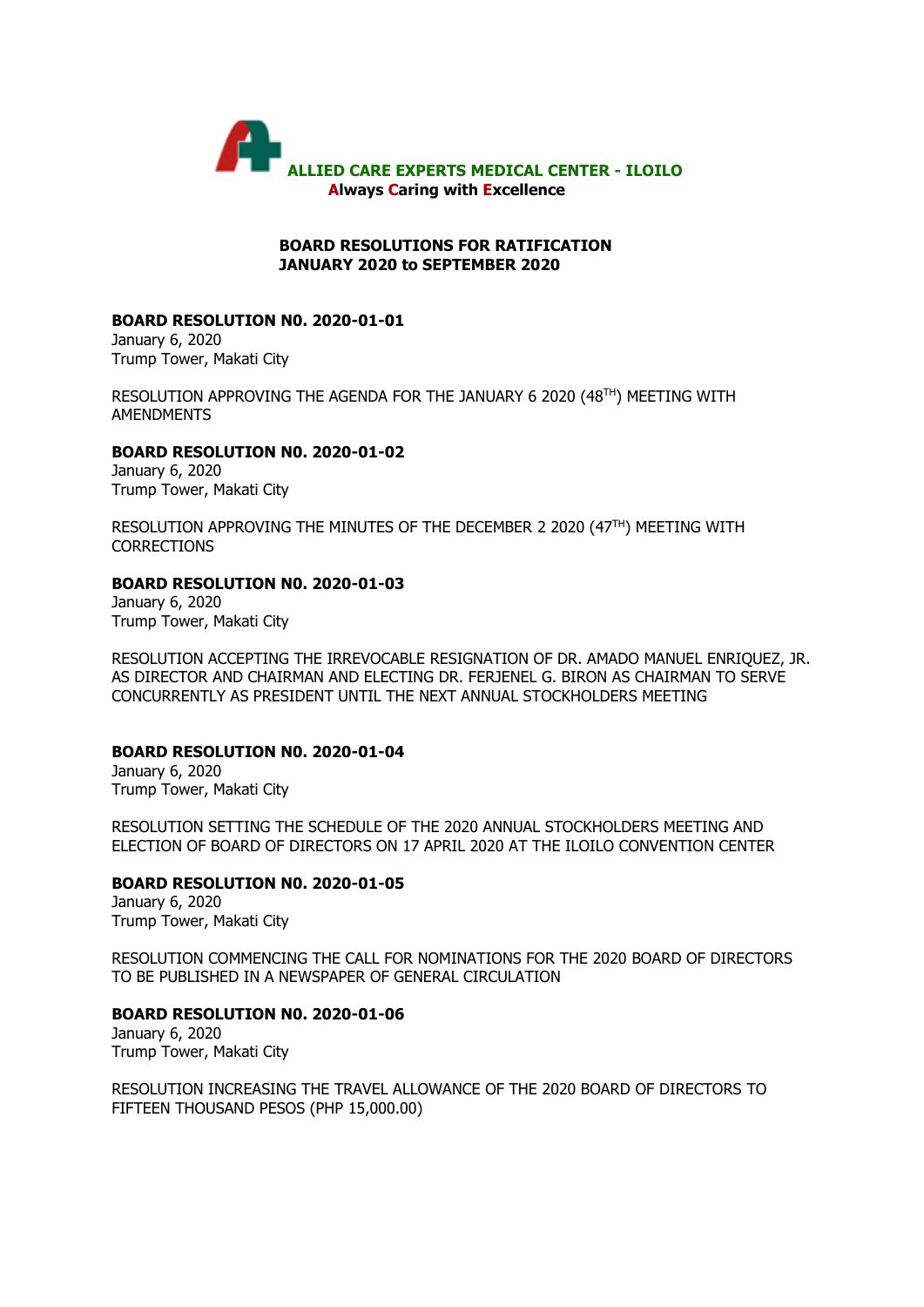**ALLIED CARE EXPERTS MEDICAL CENTER - ILOILO**
**Always Caring with Excellence**

**BOARD RESOLUTIONS FOR RATIFICATION**
**JANUARY 2020 to SEPTEMBER 2020**

**BOARD RESOLUTION N0. 2020-01-01**
January 6, 2020
Trump Tower, Makati City

RESOLUTION APPROVING THE AGENDA FOR THE JANUARY 6 2020 (48TH) MEETING WITH AMENDMENTS

**BOARD RESOLUTION N0. 2020-01-02**
January 6, 2020
Trump Tower, Makati City

RESOLUTION APPROVING THE MINUTES OF THE DECEMBER 2 2020 (47TH) MEETING WITH CORRECTIONS

**BOARD RESOLUTION N0. 2020-01-03**
January 6, 2020
Trump Tower, Makati City

RESOLUTION ACCEPTING THE IRREVOCABLE RESIGNATION OF DR. AMADO MANUEL ENRIQUEZ, JR. AS DIRECTOR AND CHAIRMAN AND ELECTING DR. FERJENEL G. BIRON AS CHAIRMAN TO SERVE CONCURRENTLY AS PRESIDENT UNTIL THE NEXT ANNUAL STOCKHOLDERS MEETING

**BOARD RESOLUTION N0. 2020-01-04**
January 6, 2020
Trump Tower, Makati City

RESOLUTION SETTING THE SCHEDULE OF THE 2020 ANNUAL STOCKHOLDERS MEETING AND ELECTION OF BOARD OF DIRECTORS ON 17 APRIL 2020 AT THE ILOILO CONVENTION CENTER

**BOARD RESOLUTION N0. 2020-01-05**
January 6, 2020
Trump Tower, Makati City

RESOLUTION COMMENCING THE CALL FOR NOMINATIONS FOR THE 2020 BOARD OF DIRECTORS TO BE PUBLISHED IN A NEWSPAPER OF GENERAL CIRCULATION

**BOARD RESOLUTION N0. 2020-01-06**
January 6, 2020
Trump Tower, Makati City

RESOLUTION INCREASING THE TRAVEL ALLOWANCE OF THE 2020 BOARD OF DIRECTORS TO FIFTEEN THOUSAND PESOS (PHP 15,000.00)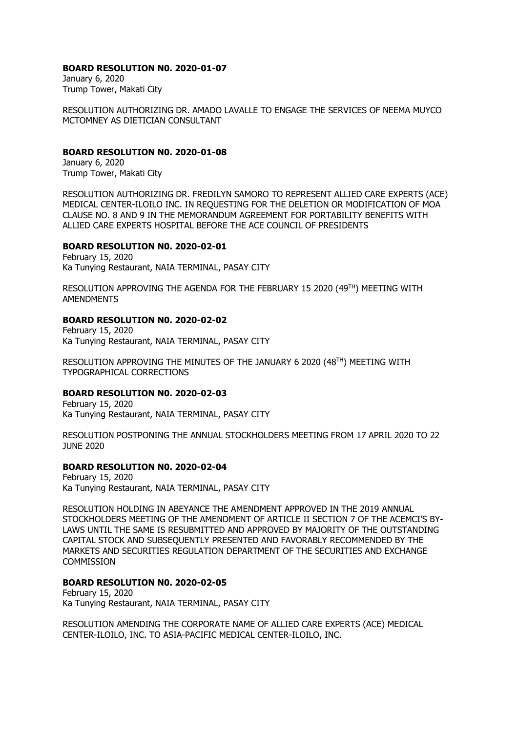**BOARD RESOLUTION N0. 2020-01-07**
January 6, 2020
Trump Tower, Makati City

RESOLUTION AUTHORIZING DR. AMADO LAVALLE TO ENGAGE THE SERVICES OF NEEMA MUYCO MCTOMNEY AS DIETICIAN CONSULTANT

**BOARD RESOLUTION N0. 2020-01-08**
January 6, 2020
Trump Tower, Makati City

RESOLUTION AUTHORIZING DR. FREDILYN SAMORO TO REPRESENT ALLIED CARE EXPERTS (ACE) MEDICAL CENTER-ILOILO INC. IN REQUESTING FOR THE DELETION OR MODIFICATION OF MOA CLAUSE NO. 8 AND 9 IN THE MEMORANDUM AGREEMENT FOR PORTABILITY BENEFITS WITH ALLIED CARE EXPERTS HOSPITAL BEFORE THE ACE COUNCIL OF PRESIDENTS

**BOARD RESOLUTION N0. 2020-02-01**
February 15, 2020
Ka Tunying Restaurant, NAIA TERMINAL, PASAY CITY

RESOLUTION APPROVING THE AGENDA FOR THE FEBRUARY 15 2020 (49TH) MEETING WITH AMENDMENTS

**BOARD RESOLUTION N0. 2020-02-02**
February 15, 2020
Ka Tunying Restaurant, NAIA TERMINAL, PASAY CITY

RESOLUTION APPROVING THE MINUTES OF THE JANUARY 6 2020 (48TH) MEETING WITH TYPOGRAPHICAL CORRECTIONS

**BOARD RESOLUTION N0. 2020-02-03**
February 15, 2020
Ka Tunying Restaurant, NAIA TERMINAL, PASAY CITY

RESOLUTION POSTPONING THE ANNUAL STOCKHOLDERS MEETING FROM 17 APRIL 2020 TO 22 JUNE 2020

**BOARD RESOLUTION N0. 2020-02-04**
February 15, 2020
Ka Tunying Restaurant, NAIA TERMINAL, PASAY CITY

RESOLUTION HOLDING IN ABEYANCE THE AMENDMENT APPROVED IN THE 2019 ANNUAL STOCKHOLDERS MEETING OF THE AMENDMENT OF ARTICLE II SECTION 7 OF THE ACEMCI'S BY-LAWS UNTIL THE SAME IS RESUBMITTED AND APPROVED BY MAJORITY OF THE OUTSTANDING CAPITAL STOCK AND SUBSEQUENTLY PRESENTED AND FAVORABLY RECOMMENDED BY THE MARKETS AND SECURITIES REGULATION DEPARTMENT OF THE SECURITIES AND EXCHANGE COMMISSION

**BOARD RESOLUTION N0. 2020-02-05**
February 15, 2020
Ka Tunying Restaurant, NAIA TERMINAL, PASAY CITY

RESOLUTION AMENDING THE CORPORATE NAME OF ALLIED CARE EXPERTS (ACE) MEDICAL CENTER-ILOILO, INC. TO ASIA-PACIFIC MEDICAL CENTER-ILOILO, INC.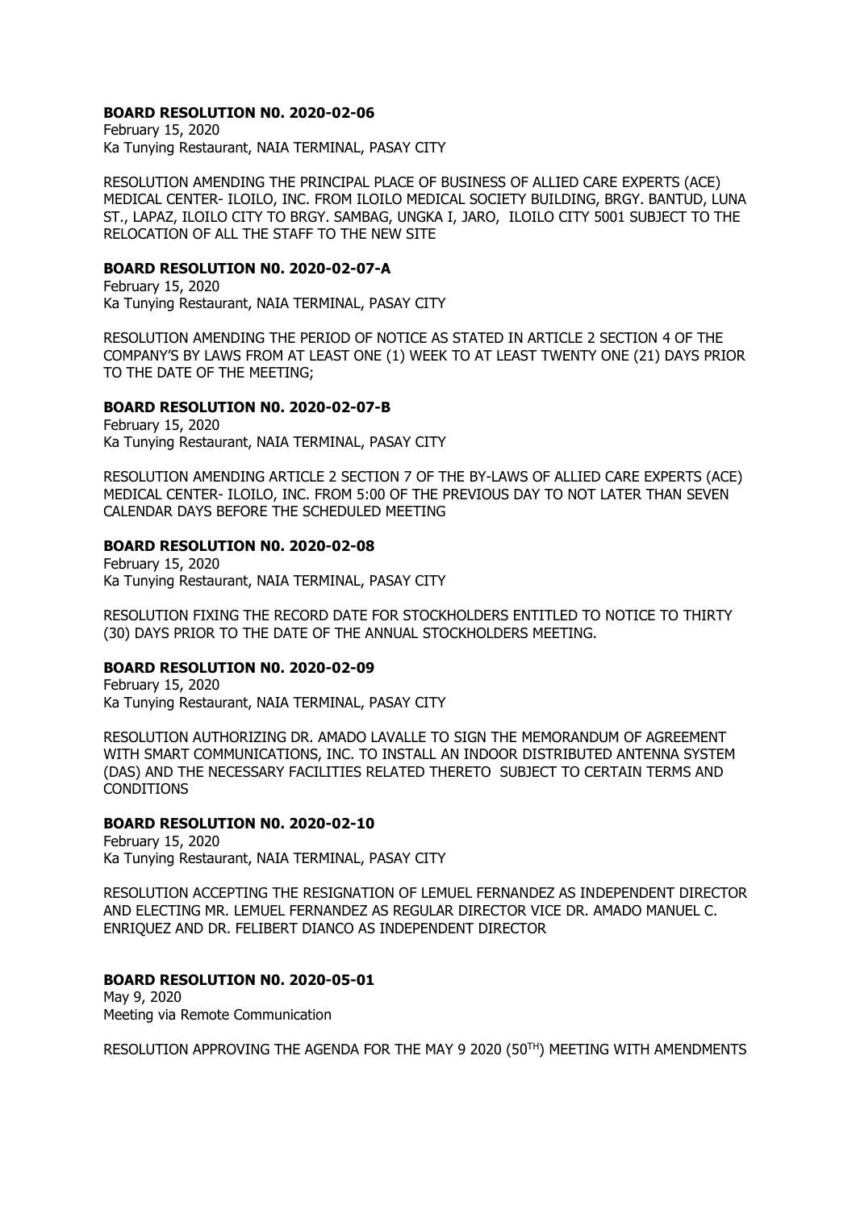**BOARD RESOLUTION N0. 2020-02-06**
February 15, 2020
Ka Tunying Restaurant, NAIA TERMINAL, PASAY CITY

RESOLUTION AMENDING THE PRINCIPAL PLACE OF BUSINESS OF ALLIED CARE EXPERTS (ACE) MEDICAL CENTER- ILOILO, INC. FROM ILOILO MEDICAL SOCIETY BUILDING, BRGY. BANTUD, LUNA ST., LAPAZ, ILOILO CITY TO BRGY. SAMBAG, UNGKA I, JARO, ILOILO CITY 5001 SUBJECT TO THE RELOCATION OF ALL THE STAFF TO THE NEW SITE

**BOARD RESOLUTION N0. 2020-02-07-A**
February 15, 2020
Ka Tunying Restaurant, NAIA TERMINAL, PASAY CITY

RESOLUTION AMENDING THE PERIOD OF NOTICE AS STATED IN ARTICLE 2 SECTION 4 OF THE COMPANY'S BY LAWS FROM AT LEAST ONE (1) WEEK TO AT LEAST TWENTY ONE (21) DAYS PRIOR TO THE DATE OF THE MEETING;

**BOARD RESOLUTION N0. 2020-02-07-B**
February 15, 2020
Ka Tunying Restaurant, NAIA TERMINAL, PASAY CITY

RESOLUTION AMENDING ARTICLE 2 SECTION 7 OF THE BY-LAWS OF ALLIED CARE EXPERTS (ACE) MEDICAL CENTER- ILOILO, INC. FROM 5:00 OF THE PREVIOUS DAY TO NOT LATER THAN SEVEN CALENDAR DAYS BEFORE THE SCHEDULED MEETING

**BOARD RESOLUTION N0. 2020-02-08**
February 15, 2020
Ka Tunying Restaurant, NAIA TERMINAL, PASAY CITY

RESOLUTION FIXING THE RECORD DATE FOR STOCKHOLDERS ENTITLED TO NOTICE TO THIRTY (30) DAYS PRIOR TO THE DATE OF THE ANNUAL STOCKHOLDERS MEETING.

**BOARD RESOLUTION N0. 2020-02-09**
February 15, 2020
Ka Tunying Restaurant, NAIA TERMINAL, PASAY CITY

RESOLUTION AUTHORIZING DR. AMADO LAVALLE TO SIGN THE MEMORANDUM OF AGREEMENT WITH SMART COMMUNICATIONS, INC. TO INSTALL AN INDOOR DISTRIBUTED ANTENNA SYSTEM (DAS) AND THE NECESSARY FACILITIES RELATED THERETO SUBJECT TO CERTAIN TERMS AND CONDITIONS

**BOARD RESOLUTION N0. 2020-02-10**
February 15, 2020
Ka Tunying Restaurant, NAIA TERMINAL, PASAY CITY

RESOLUTION ACCEPTING THE RESIGNATION OF LEMUEL FERNANDEZ AS INDEPENDENT DIRECTOR AND ELECTING MR. LEMUEL FERNANDEZ AS REGULAR DIRECTOR VICE DR. AMADO MANUEL C. ENRIQUEZ AND DR. FELIBERT DIANCO AS INDEPENDENT DIRECTOR

**BOARD RESOLUTION N0. 2020-05-01**
May 9, 2020
Meeting via Remote Communication

RESOLUTION APPROVING THE AGENDA FOR THE MAY 9 2020 (50TH) MEETING WITH AMENDMENTS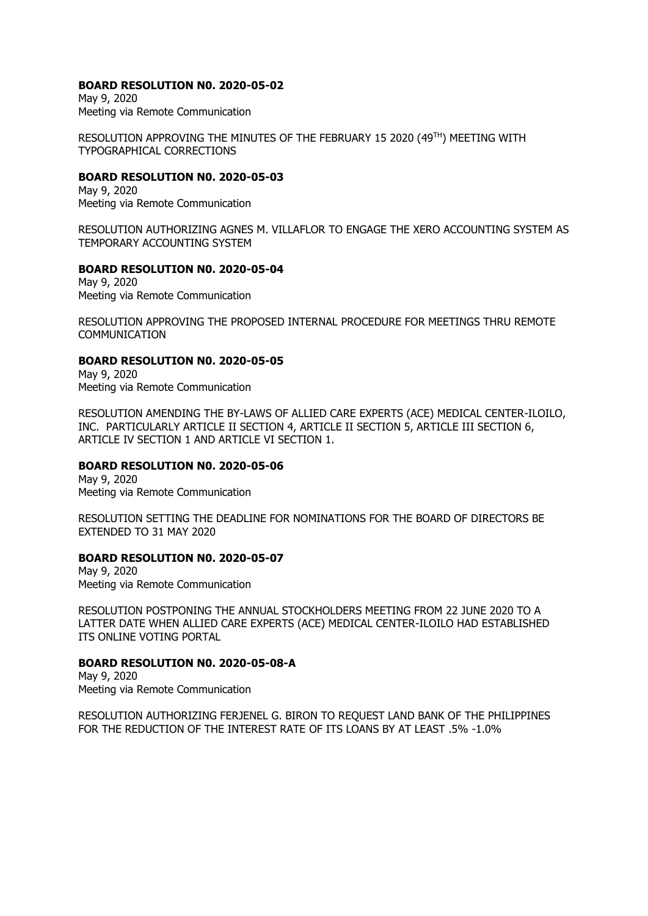**BOARD RESOLUTION N0. 2020-05-02**
May 9, 2020
Meeting via Remote Communication

RESOLUTION APPROVING THE MINUTES OF THE FEBRUARY 15 2020 (49$^{TH}$) MEETING WITH TYPOGRAPHICAL CORRECTIONS

**BOARD RESOLUTION N0. 2020-05-03**
May 9, 2020
Meeting via Remote Communication

RESOLUTION AUTHORIZING AGNES M. VILLAFLOR TO ENGAGE THE XERO ACCOUNTING SYSTEM AS TEMPORARY ACCOUNTING SYSTEM

**BOARD RESOLUTION N0. 2020-05-04**
May 9, 2020
Meeting via Remote Communication

RESOLUTION APPROVING THE PROPOSED INTERNAL PROCEDURE FOR MEETINGS THRU REMOTE COMMUNICATION

**BOARD RESOLUTION N0. 2020-05-05**
May 9, 2020
Meeting via Remote Communication

RESOLUTION AMENDING THE BY-LAWS OF ALLIED CARE EXPERTS (ACE) MEDICAL CENTER-ILOILO, INC. PARTICULARLY ARTICLE II SECTION 4, ARTICLE II SECTION 5, ARTICLE III SECTION 6, ARTICLE IV SECTION 1 AND ARTICLE VI SECTION 1.

**BOARD RESOLUTION N0. 2020-05-06**
May 9, 2020
Meeting via Remote Communication

RESOLUTION SETTING THE DEADLINE FOR NOMINATIONS FOR THE BOARD OF DIRECTORS BE EXTENDED TO 31 MAY 2020

**BOARD RESOLUTION N0. 2020-05-07**
May 9, 2020
Meeting via Remote Communication

RESOLUTION POSTPONING THE ANNUAL STOCKHOLDERS MEETING FROM 22 JUNE 2020 TO A LATTER DATE WHEN ALLIED CARE EXPERTS (ACE) MEDICAL CENTER-ILOILO HAD ESTABLISHED ITS ONLINE VOTING PORTAL

**BOARD RESOLUTION N0. 2020-05-08-A**
May 9, 2020
Meeting via Remote Communication

RESOLUTION AUTHORIZING FERJENEL G. BIRON TO REQUEST LAND BANK OF THE PHILIPPINES FOR THE REDUCTION OF THE INTEREST RATE OF ITS LOANS BY AT LEAST .5% -1.0%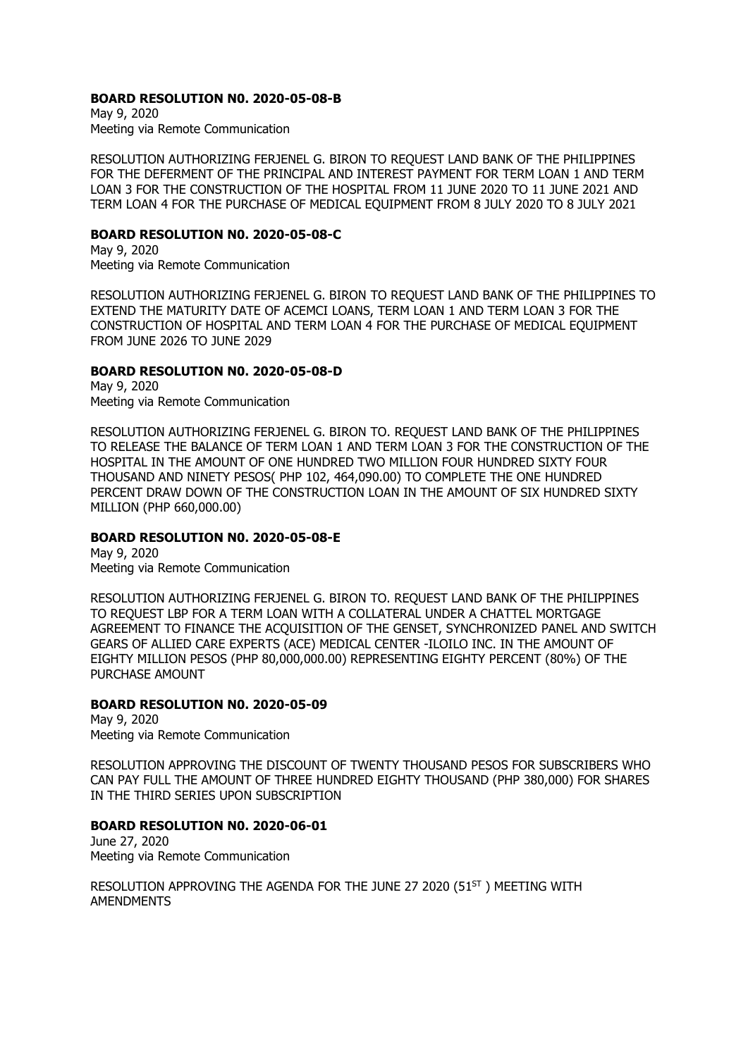**BOARD RESOLUTION N0. 2020-05-08-B**
May 9, 2020
Meeting via Remote Communication

RESOLUTION AUTHORIZING FERJENEL G. BIRON TO REQUEST LAND BANK OF THE PHILIPPINES FOR THE DEFERMENT OF THE PRINCIPAL AND INTEREST PAYMENT FOR TERM LOAN 1 AND TERM LOAN 3 FOR THE CONSTRUCTION OF THE HOSPITAL FROM 11 JUNE 2020 TO 11 JUNE 2021 AND TERM LOAN 4 FOR THE PURCHASE OF MEDICAL EQUIPMENT FROM 8 JULY 2020 TO 8 JULY 2021

**BOARD RESOLUTION N0. 2020-05-08-C**
May 9, 2020
Meeting via Remote Communication

RESOLUTION AUTHORIZING FERJENEL G. BIRON TO REQUEST LAND BANK OF THE PHILIPPINES TO EXTEND THE MATURITY DATE OF ACEMCI LOANS, TERM LOAN 1 AND TERM LOAN 3 FOR THE CONSTRUCTION OF HOSPITAL AND TERM LOAN 4 FOR THE PURCHASE OF MEDICAL EQUIPMENT FROM JUNE 2026 TO JUNE 2029

**BOARD RESOLUTION N0. 2020-05-08-D**
May 9, 2020
Meeting via Remote Communication

RESOLUTION AUTHORIZING FERJENEL G. BIRON TO. REQUEST LAND BANK OF THE PHILIPPINES TO RELEASE THE BALANCE OF TERM LOAN 1 AND TERM LOAN 3 FOR THE CONSTRUCTION OF THE HOSPITAL IN THE AMOUNT OF ONE HUNDRED TWO MILLION FOUR HUNDRED SIXTY FOUR THOUSAND AND NINETY PESOS( PHP 102, 464,090.00) TO COMPLETE THE ONE HUNDRED PERCENT DRAW DOWN OF THE CONSTRUCTION LOAN IN THE AMOUNT OF SIX HUNDRED SIXTY MILLION (PHP 660,000.00)

**BOARD RESOLUTION N0. 2020-05-08-E**
May 9, 2020
Meeting via Remote Communication

RESOLUTION AUTHORIZING FERJENEL G. BIRON TO. REQUEST LAND BANK OF THE PHILIPPINES TO REQUEST LBP FOR A TERM LOAN WITH A COLLATERAL UNDER A CHATTEL MORTGAGE AGREEMENT TO FINANCE THE ACQUISITION OF THE GENSET, SYNCHRONIZED PANEL AND SWITCH GEARS OF ALLIED CARE EXPERTS (ACE) MEDICAL CENTER -ILOILO INC. IN THE AMOUNT OF EIGHTY MILLION PESOS (PHP 80,000,000.00) REPRESENTING EIGHTY PERCENT (80%) OF THE PURCHASE AMOUNT

**BOARD RESOLUTION N0. 2020-05-09**
May 9, 2020
Meeting via Remote Communication

RESOLUTION APPROVING THE DISCOUNT OF TWENTY THOUSAND PESOS FOR SUBSCRIBERS WHO CAN PAY FULL THE AMOUNT OF THREE HUNDRED EIGHTY THOUSAND (PHP 380,000) FOR SHARES IN THE THIRD SERIES UPON SUBSCRIPTION

**BOARD RESOLUTION N0. 2020-06-01**
June 27, 2020
Meeting via Remote Communication

RESOLUTION APPROVING THE AGENDA FOR THE JUNE 27 2020 (51ST ) MEETING WITH AMENDMENTS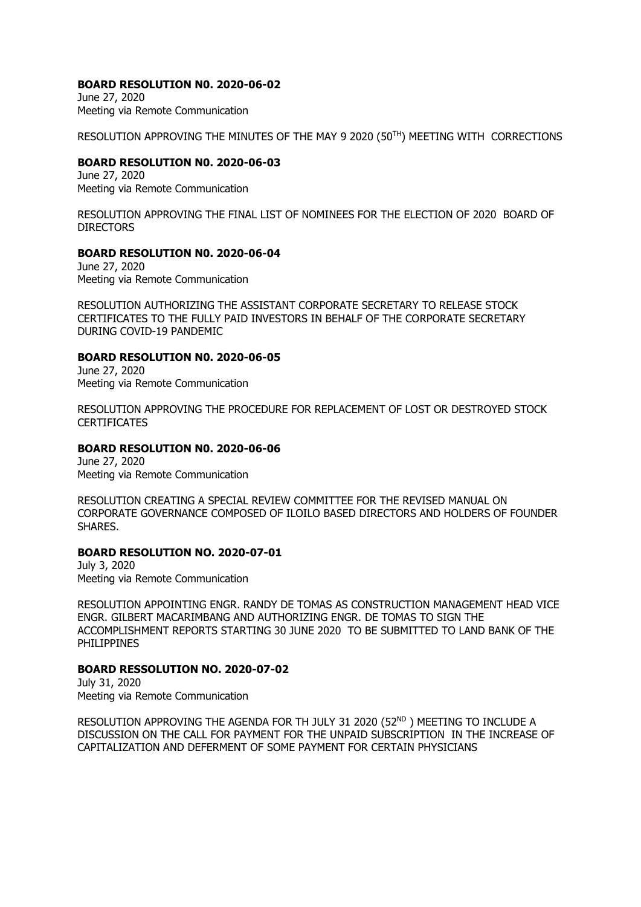**BOARD RESOLUTION N0. 2020-06-02**
June 27, 2020
Meeting via Remote Communication

RESOLUTION APPROVING THE MINUTES OF THE MAY 9 2020 (50TH) MEETING WITH CORRECTIONS

**BOARD RESOLUTION N0. 2020-06-03**
June 27, 2020
Meeting via Remote Communication

RESOLUTION APPROVING THE FINAL LIST OF NOMINEES FOR THE ELECTION OF 2020 BOARD OF DIRECTORS

**BOARD RESOLUTION N0. 2020-06-04**
June 27, 2020
Meeting via Remote Communication

RESOLUTION AUTHORIZING THE ASSISTANT CORPORATE SECRETARY TO RELEASE STOCK CERTIFICATES TO THE FULLY PAID INVESTORS IN BEHALF OF THE CORPORATE SECRETARY DURING COVID-19 PANDEMIC

**BOARD RESOLUTION N0. 2020-06-05**
June 27, 2020
Meeting via Remote Communication

RESOLUTION APPROVING THE PROCEDURE FOR REPLACEMENT OF LOST OR DESTROYED STOCK CERTIFICATES

**BOARD RESOLUTION N0. 2020-06-06**
June 27, 2020
Meeting via Remote Communication

RESOLUTION CREATING A SPECIAL REVIEW COMMITTEE FOR THE REVISED MANUAL ON CORPORATE GOVERNANCE COMPOSED OF ILOILO BASED DIRECTORS AND HOLDERS OF FOUNDER SHARES.

**BOARD RESOLUTION NO. 2020-07-01**
July 3, 2020
Meeting via Remote Communication

RESOLUTION APPOINTING ENGR. RANDY DE TOMAS AS CONSTRUCTION MANAGEMENT HEAD VICE ENGR. GILBERT MACARIMBANG AND AUTHORIZING ENGR. DE TOMAS TO SIGN THE ACCOMPLISHMENT REPORTS STARTING 30 JUNE 2020 TO BE SUBMITTED TO LAND BANK OF THE PHILIPPINES

**BOARD RESSOLUTION NO. 2020-07-02**
July 31, 2020
Meeting via Remote Communication

RESOLUTION APPROVING THE AGENDA FOR TH JULY 31 2020 (52ND ) MEETING TO INCLUDE A DISCUSSION ON THE CALL FOR PAYMENT FOR THE UNPAID SUBSCRIPTION IN THE INCREASE OF CAPITALIZATION AND DEFERMENT OF SOME PAYMENT FOR CERTAIN PHYSICIANS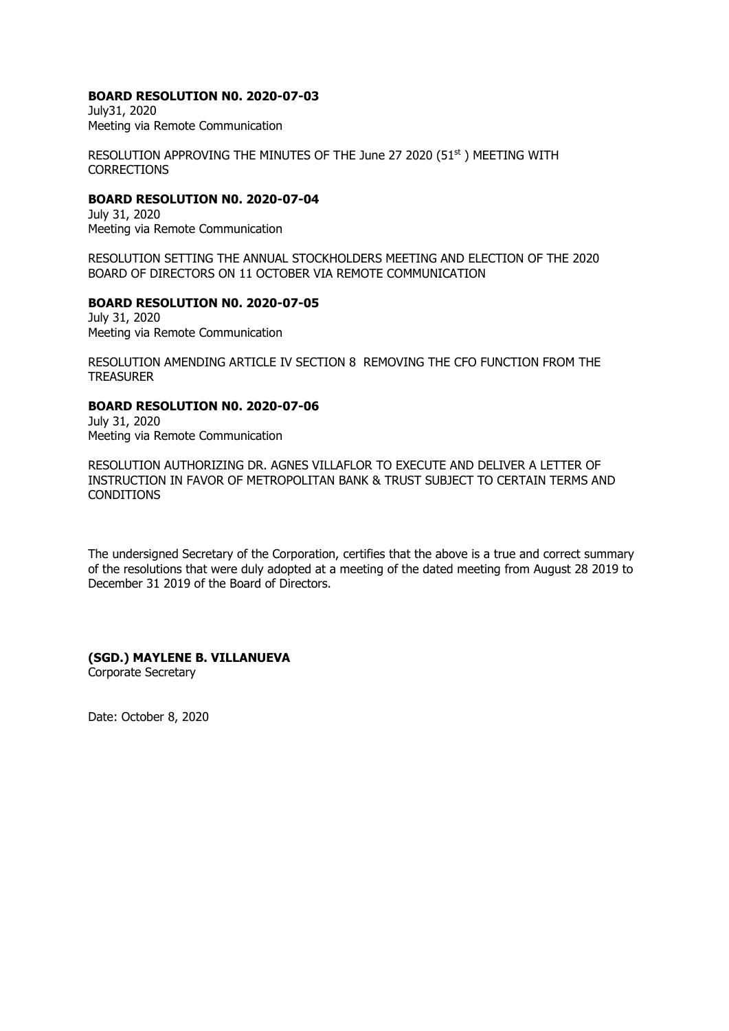**BOARD RESOLUTION N0. 2020-07-03**
July31, 2020
Meeting via Remote Communication

RESOLUTION APPROVING THE MINUTES OF THE June 27 2020 (51st ) MEETING WITH CORRECTIONS

**BOARD RESOLUTION N0. 2020-07-04**
July 31, 2020
Meeting via Remote Communication

RESOLUTION SETTING THE ANNUAL STOCKHOLDERS MEETING AND ELECTION OF THE 2020 BOARD OF DIRECTORS ON 11 OCTOBER VIA REMOTE COMMUNICATION

**BOARD RESOLUTION N0. 2020-07-05**
July 31, 2020
Meeting via Remote Communication

RESOLUTION AMENDING ARTICLE IV SECTION 8 REMOVING THE CFO FUNCTION FROM THE TREASURER

**BOARD RESOLUTION N0. 2020-07-06**
July 31, 2020
Meeting via Remote Communication

RESOLUTION AUTHORIZING DR. AGNES VILLAFLOR TO EXECUTE AND DELIVER A LETTER OF INSTRUCTION IN FAVOR OF METROPOLITAN BANK & TRUST SUBJECT TO CERTAIN TERMS AND CONDITIONS

The undersigned Secretary of the Corporation, certifies that the above is a true and correct summary of the resolutions that were duly adopted at a meeting of the dated meeting from August 28 2019 to December 31 2019 of the Board of Directors.

**(SGD.) MAYLENE B. VILLANUEVA**
Corporate Secretary

Date: October 8, 2020